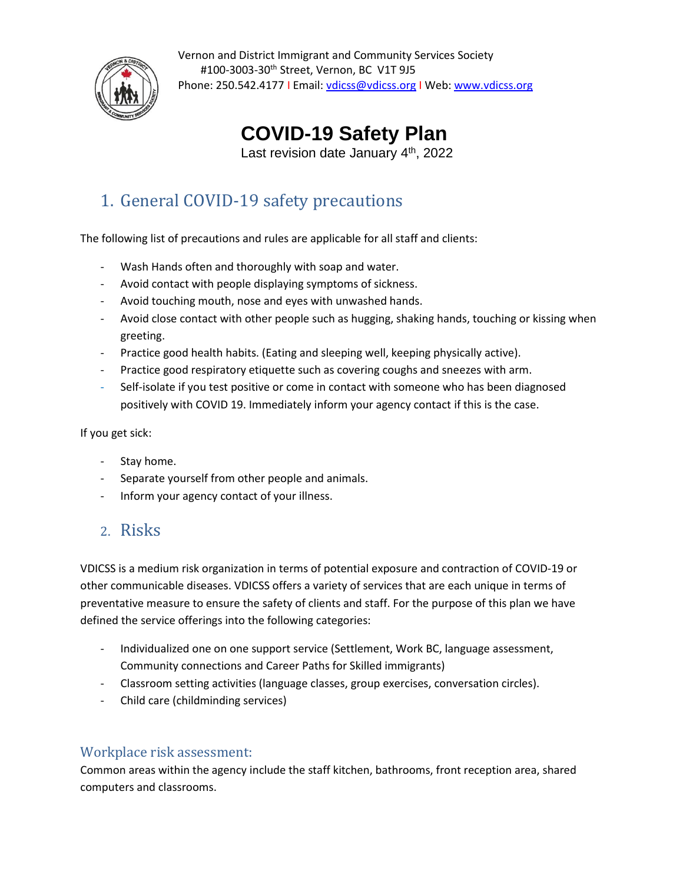Vernon and District Immigrant and Community Services Society
#100-3003-30th Street, Vernon, BC V1T 9J5
Phone: 250.542.4177 I Email: vdicss@vdicss.org I Web: www.vdicss.org

# COVID-19 Safety Plan

Last revision date January 4th, 2022

## 1. General COVID-19 safety precautions

The following list of precautions and rules are applicable for all staff and clients:

- Wash Hands often and thoroughly with soap and water.
- Avoid contact with people displaying symptoms of sickness.
- Avoid touching mouth, nose and eyes with unwashed hands.
- Avoid close contact with other people such as hugging, shaking hands, touching or kissing when greeting.
- Practice good health habits. (Eating and sleeping well, keeping physically active).
- Practice good respiratory etiquette such as covering coughs and sneezes with arm.
- Self-isolate if you test positive or come in contact with someone who has been diagnosed positively with COVID 19. Immediately inform your agency contact if this is the case.

If you get sick:

- Stay home.
- Separate yourself from other people and animals.
- Inform your agency contact of your illness.

## 2. Risks

VDICSS is a medium risk organization in terms of potential exposure and contraction of COVID-19 or other communicable diseases. VDICSS offers a variety of services that are each unique in terms of preventative measure to ensure the safety of clients and staff. For the purpose of this plan we have defined the service offerings into the following categories:

- Individualized one on one support service (Settlement, Work BC, language assessment, Community connections and Career Paths for Skilled immigrants)
- Classroom setting activities (language classes, group exercises, conversation circles).
- Child care (childminding services)

### Workplace risk assessment:

Common areas within the agency include the staff kitchen, bathrooms, front reception area, shared computers and classrooms.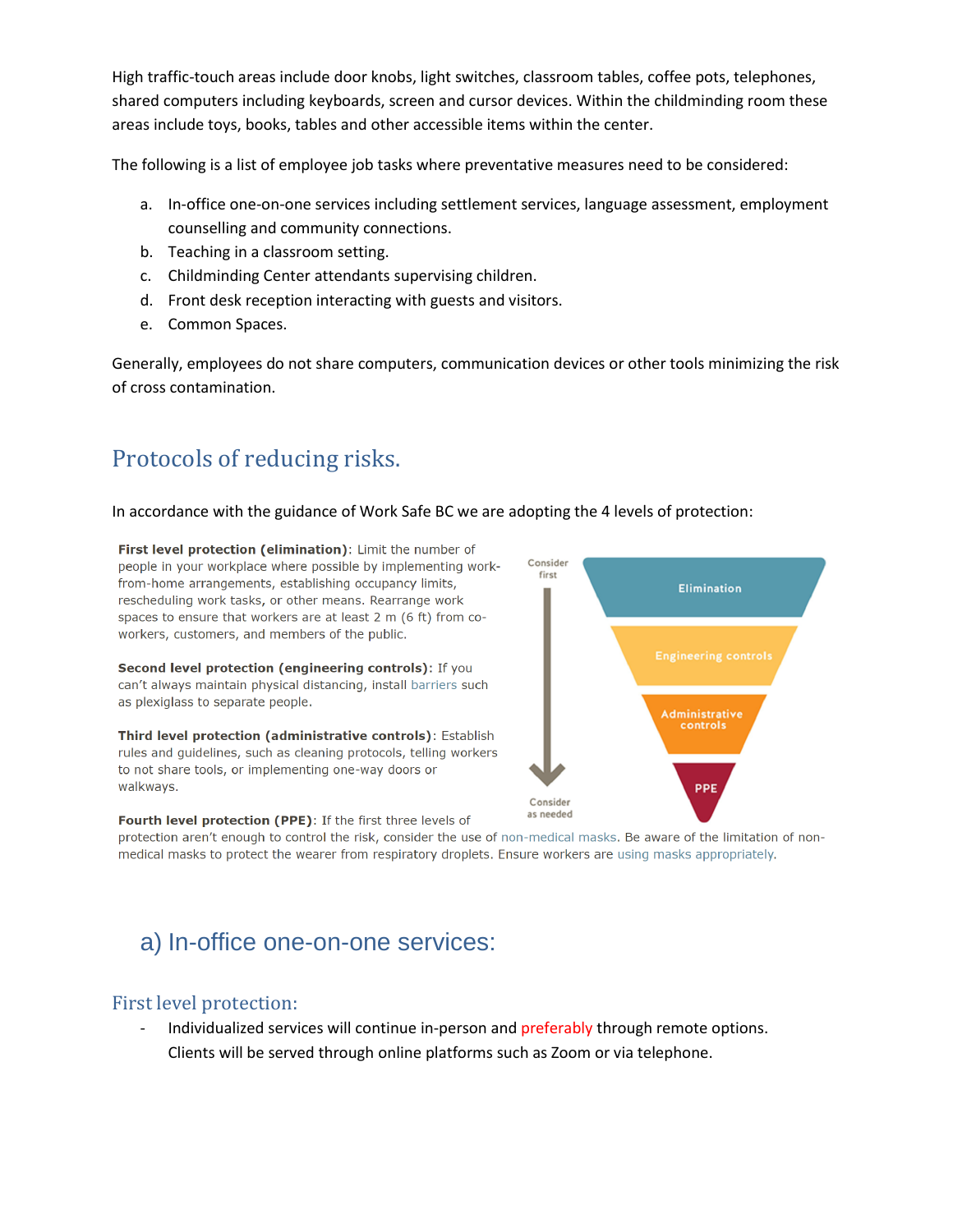High traffic-touch areas include door knobs, light switches, classroom tables, coffee pots, telephones, shared computers including keyboards, screen and cursor devices. Within the childminding room these areas include toys, books, tables and other accessible items within the center.

The following is a list of employee job tasks where preventative measures need to be considered:

a. In-office one-on-one services including settlement services, language assessment, employment counselling and community connections.
b. Teaching in a classroom setting.
c. Childminding Center attendants supervising children.
d. Front desk reception interacting with guests and visitors.
e. Common Spaces.

Generally, employees do not share computers, communication devices or other tools minimizing the risk of cross contamination.

## Protocols of reducing risks.

In accordance with the guidance of Work Safe BC we are adopting the 4 levels of protection:

**First level protection (elimination)**: Limit the number of people in your workplace where possible by implementing work-from-home arrangements, establishing occupancy limits, rescheduling work tasks, or other means. Rearrange work spaces to ensure that workers are at least 2 m (6 ft) from co-workers, customers, and members of the public.

**Second level protection (engineering controls)**: If you can't always maintain physical distancing, install barriers such as plexiglass to separate people.

**Third level protection (administrative controls)**: Establish rules and guidelines, such as cleaning protocols, telling workers to not share tools, or implementing one-way doors or walkways.

**Fourth level protection (PPE)**: If the first three levels of protection aren't enough to control the risk, consider the use of non-medical masks. Be aware of the limitation of non-medical masks to protect the wearer from respiratory droplets. Ensure workers are using masks appropriately.

Consider first → Elimination → Engineering controls → Administrative controls → PPE → Consider as needed

## a) In-office one-on-one services:

### First level protection:

- Individualized services will continue in-person and preferably through remote options. Clients will be served through online platforms such as Zoom or via telephone.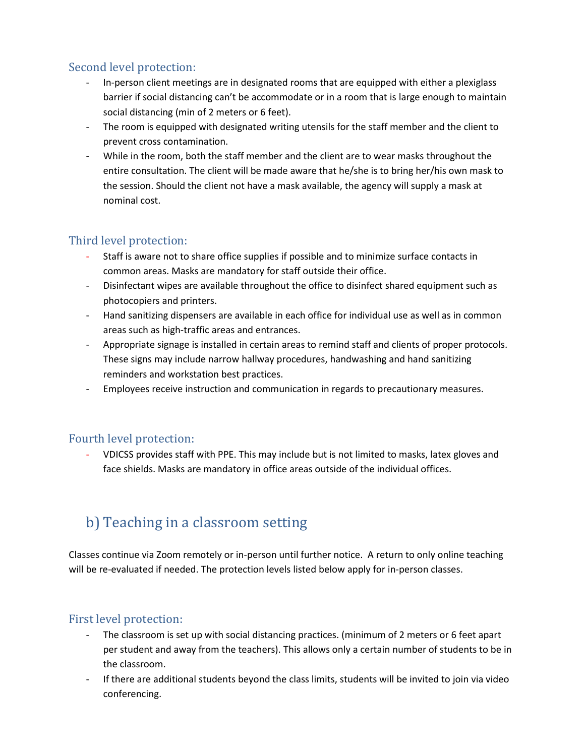### Second level protection:

- In-person client meetings are in designated rooms that are equipped with either a plexiglass barrier if social distancing can't be accommodate or in a room that is large enough to maintain social distancing (min of 2 meters or 6 feet).
- The room is equipped with designated writing utensils for the staff member and the client to prevent cross contamination.
- While in the room, both the staff member and the client are to wear masks throughout the entire consultation. The client will be made aware that he/she is to bring her/his own mask to the session. Should the client not have a mask available, the agency will supply a mask at nominal cost.

### Third level protection:

- Staff is aware not to share office supplies if possible and to minimize surface contacts in common areas. Masks are mandatory for staff outside their office.
- Disinfectant wipes are available throughout the office to disinfect shared equipment such as photocopiers and printers.
- Hand sanitizing dispensers are available in each office for individual use as well as in common areas such as high-traffic areas and entrances.
- Appropriate signage is installed in certain areas to remind staff and clients of proper protocols. These signs may include narrow hallway procedures, handwashing and hand sanitizing reminders and workstation best practices.
- Employees receive instruction and communication in regards to precautionary measures.

### Fourth level protection:

- VDICSS provides staff with PPE. This may include but is not limited to masks, latex gloves and face shields. Masks are mandatory in office areas outside of the individual offices.

## b) Teaching in a classroom setting

Classes continue via Zoom remotely or in-person until further notice. A return to only online teaching will be re-evaluated if needed. The protection levels listed below apply for in-person classes.

### First level protection:

- The classroom is set up with social distancing practices. (minimum of 2 meters or 6 feet apart per student and away from the teachers). This allows only a certain number of students to be in the classroom.
- If there are additional students beyond the class limits, students will be invited to join via video conferencing.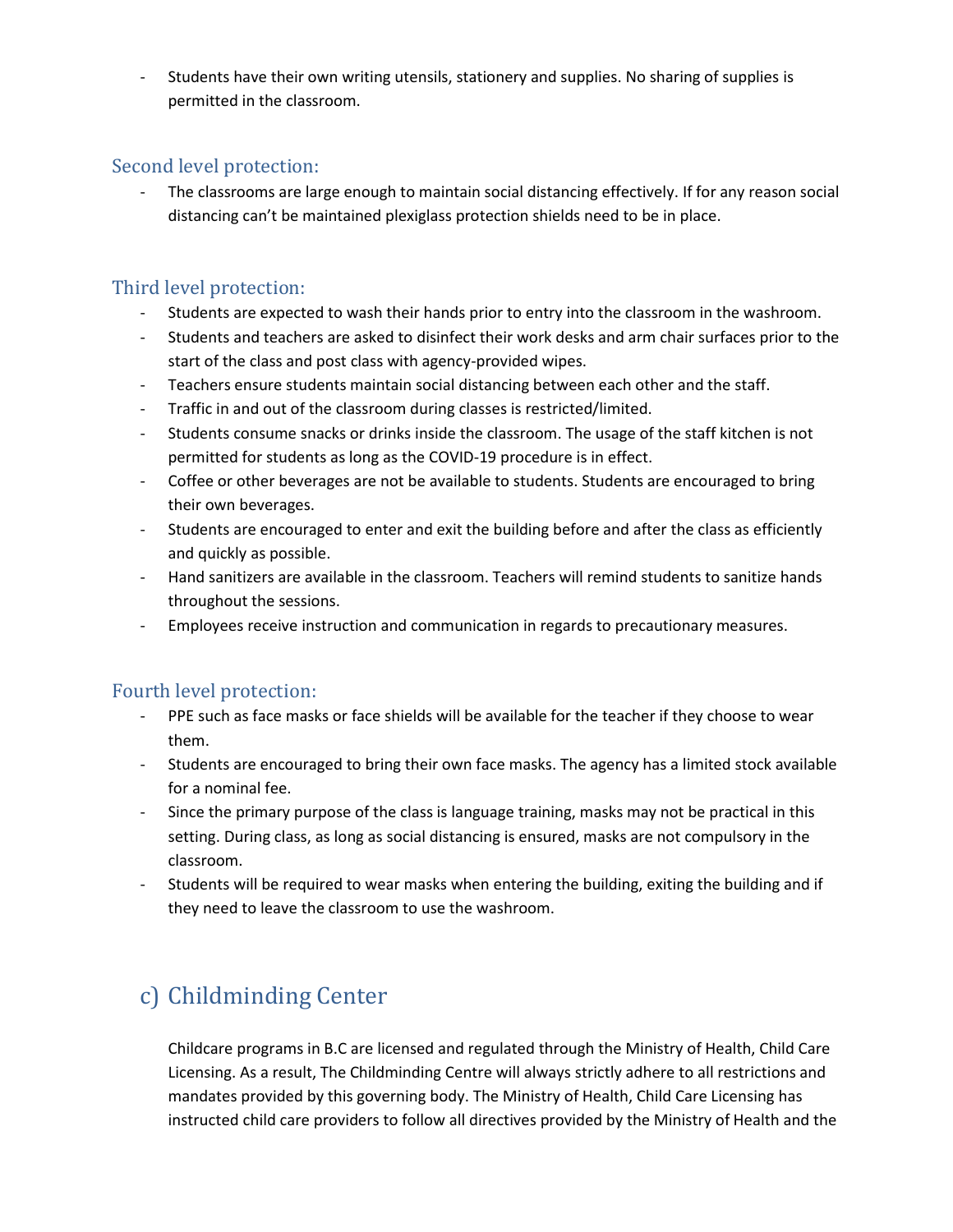- Students have their own writing utensils, stationery and supplies. No sharing of supplies is permitted in the classroom.

### Second level protection:

- The classrooms are large enough to maintain social distancing effectively. If for any reason social distancing can't be maintained plexiglass protection shields need to be in place.

### Third level protection:

- Students are expected to wash their hands prior to entry into the classroom in the washroom.
- Students and teachers are asked to disinfect their work desks and arm chair surfaces prior to the start of the class and post class with agency-provided wipes.
- Teachers ensure students maintain social distancing between each other and the staff.
- Traffic in and out of the classroom during classes is restricted/limited.
- Students consume snacks or drinks inside the classroom. The usage of the staff kitchen is not permitted for students as long as the COVID-19 procedure is in effect.
- Coffee or other beverages are not be available to students. Students are encouraged to bring their own beverages.
- Students are encouraged to enter and exit the building before and after the class as efficiently and quickly as possible.
- Hand sanitizers are available in the classroom. Teachers will remind students to sanitize hands throughout the sessions.
- Employees receive instruction and communication in regards to precautionary measures.

### Fourth level protection:

- PPE such as face masks or face shields will be available for the teacher if they choose to wear them.
- Students are encouraged to bring their own face masks. The agency has a limited stock available for a nominal fee.
- Since the primary purpose of the class is language training, masks may not be practical in this setting. During class, as long as social distancing is ensured, masks are not compulsory in the classroom.
- Students will be required to wear masks when entering the building, exiting the building and if they need to leave the classroom to use the washroom.

## c) Childminding Center

Childcare programs in B.C are licensed and regulated through the Ministry of Health, Child Care Licensing. As a result, The Childminding Centre will always strictly adhere to all restrictions and mandates provided by this governing body. The Ministry of Health, Child Care Licensing has instructed child care providers to follow all directives provided by the Ministry of Health and the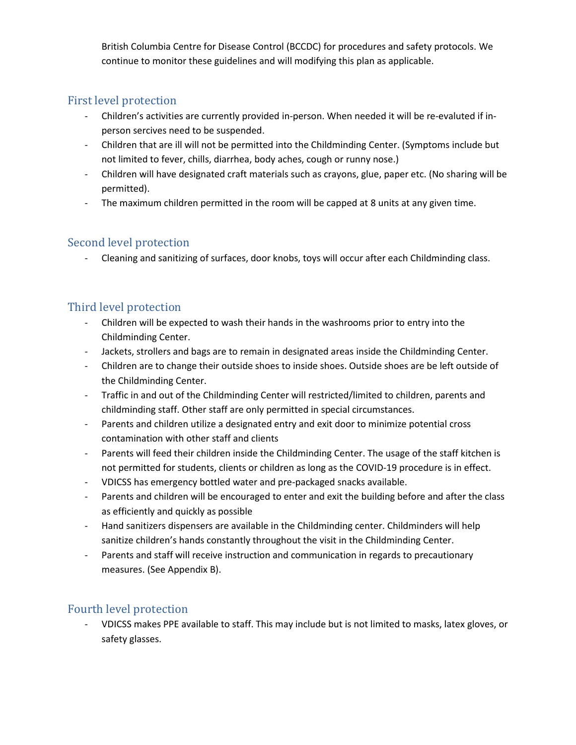British Columbia Centre for Disease Control (BCCDC) for procedures and safety protocols. We continue to monitor these guidelines and will modifying this plan as applicable.

## First level protection

- Children's activities are currently provided in-person. When needed it will be re-evaluted if in-person sercives need to be suspended.
- Children that are ill will not be permitted into the Childminding Center. (Symptoms include but not limited to fever, chills, diarrhea, body aches, cough or runny nose.)
- Children will have designated craft materials such as crayons, glue, paper etc. (No sharing will be permitted).
- The maximum children permitted in the room will be capped at 8 units at any given time.

## Second level protection

- Cleaning and sanitizing of surfaces, door knobs, toys will occur after each Childminding class.

## Third level protection

- Children will be expected to wash their hands in the washrooms prior to entry into the Childminding Center.
- Jackets, strollers and bags are to remain in designated areas inside the Childminding Center.
- Children are to change their outside shoes to inside shoes. Outside shoes are be left outside of the Childminding Center.
- Traffic in and out of the Childminding Center will restricted/limited to children, parents and childminding staff. Other staff are only permitted in special circumstances.
- Parents and children utilize a designated entry and exit door to minimize potential cross contamination with other staff and clients
- Parents will feed their children inside the Childminding Center. The usage of the staff kitchen is not permitted for students, clients or children as long as the COVID-19 procedure is in effect.
- VDICSS has emergency bottled water and pre-packaged snacks available.
- Parents and children will be encouraged to enter and exit the building before and after the class as efficiently and quickly as possible
- Hand sanitizers dispensers are available in the Childminding center. Childminders will help sanitize children's hands constantly throughout the visit in the Childminding Center.
- Parents and staff will receive instruction and communication in regards to precautionary measures. (See Appendix B).

## Fourth level protection

- VDICSS makes PPE available to staff. This may include but is not limited to masks, latex gloves, or safety glasses.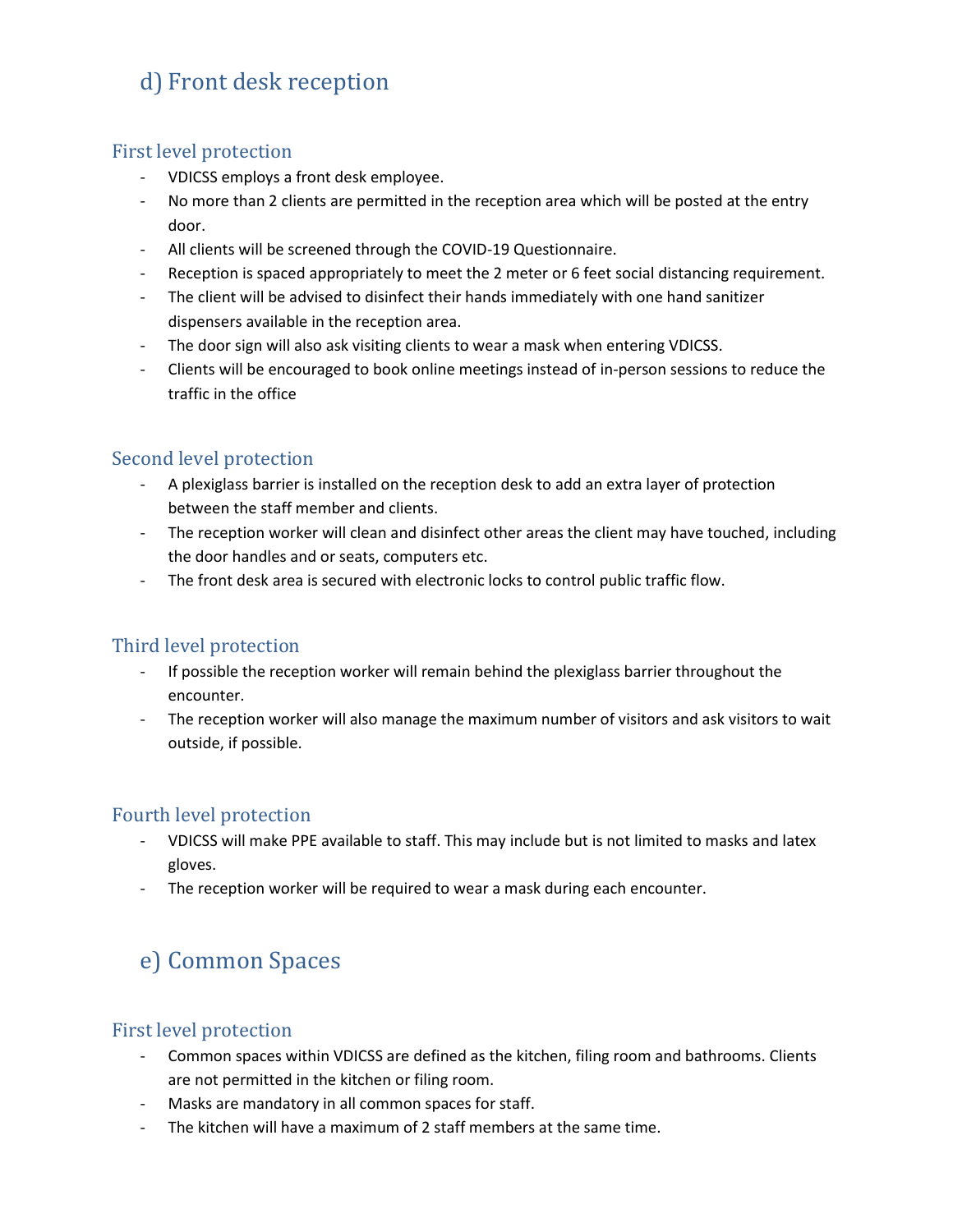## d) Front desk reception

### First level protection

- VDICSS employs a front desk employee.
- No more than 2 clients are permitted in the reception area which will be posted at the entry door.
- All clients will be screened through the COVID-19 Questionnaire.
- Reception is spaced appropriately to meet the 2 meter or 6 feet social distancing requirement.
- The client will be advised to disinfect their hands immediately with one hand sanitizer dispensers available in the reception area.
- The door sign will also ask visiting clients to wear a mask when entering VDICSS.
- Clients will be encouraged to book online meetings instead of in-person sessions to reduce the traffic in the office

### Second level protection

- A plexiglass barrier is installed on the reception desk to add an extra layer of protection between the staff member and clients.
- The reception worker will clean and disinfect other areas the client may have touched, including the door handles and or seats, computers etc.
- The front desk area is secured with electronic locks to control public traffic flow.

### Third level protection

- If possible the reception worker will remain behind the plexiglass barrier throughout the encounter.
- The reception worker will also manage the maximum number of visitors and ask visitors to wait outside, if possible.

### Fourth level protection

- VDICSS will make PPE available to staff. This may include but is not limited to masks and latex gloves.
- The reception worker will be required to wear a mask during each encounter.

## e) Common Spaces

### First level protection

- Common spaces within VDICSS are defined as the kitchen, filing room and bathrooms. Clients are not permitted in the kitchen or filing room.
- Masks are mandatory in all common spaces for staff.
- The kitchen will have a maximum of 2 staff members at the same time.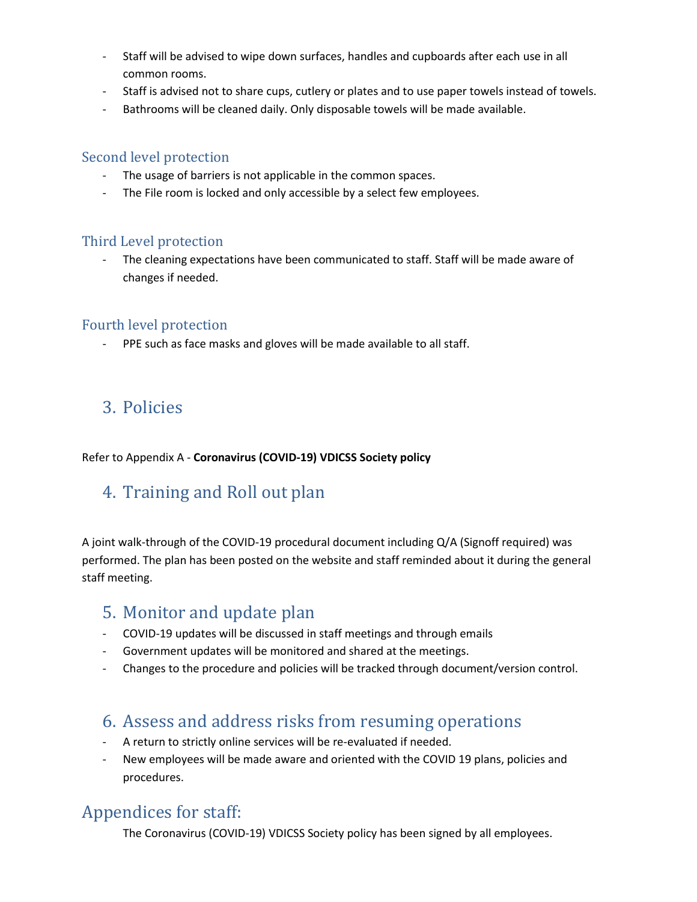- Staff will be advised to wipe down surfaces, handles and cupboards after each use in all common rooms.
- Staff is advised not to share cups, cutlery or plates and to use paper towels instead of towels.
- Bathrooms will be cleaned daily. Only disposable towels will be made available.

### Second level protection

- The usage of barriers is not applicable in the common spaces.
- The File room is locked and only accessible by a select few employees.

### Third Level protection

- The cleaning expectations have been communicated to staff. Staff will be made aware of changes if needed.

### Fourth level protection

- PPE such as face masks and gloves will be made available to all staff.

## 3. Policies

Refer to Appendix A - **Coronavirus (COVID-19) VDICSS Society policy**

## 4. Training and Roll out plan

A joint walk-through of the COVID-19 procedural document including Q/A (Signoff required) was performed. The plan has been posted on the website and staff reminded about it during the general staff meeting.

## 5. Monitor and update plan

- COVID-19 updates will be discussed in staff meetings and through emails
- Government updates will be monitored and shared at the meetings.
- Changes to the procedure and policies will be tracked through document/version control.

## 6. Assess and address risks from resuming operations

- A return to strictly online services will be re-evaluated if needed.
- New employees will be made aware and oriented with the COVID 19 plans, policies and procedures.

## Appendices for staff:

The Coronavirus (COVID-19) VDICSS Society policy has been signed by all employees.